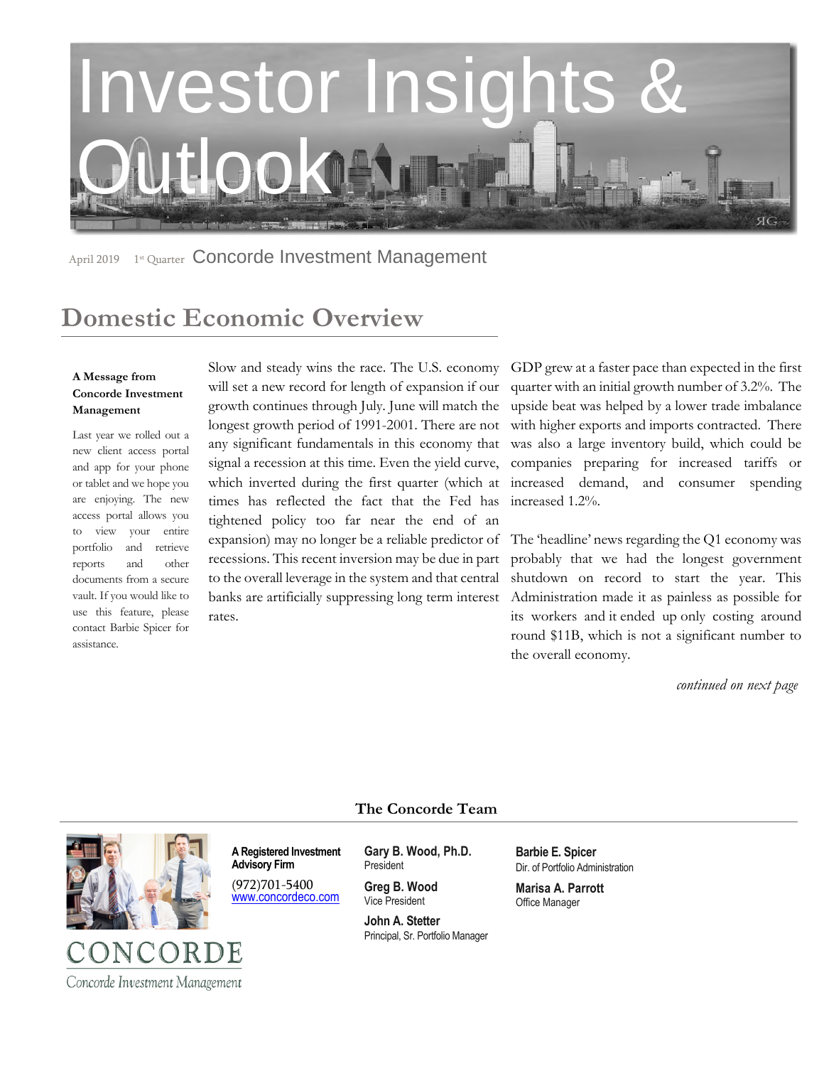# Investor Insights & Outlook

April 2019 1st Quarter Concorde Investment Management

## Domestic Economic Overview

**A Message from Concorde Investment Management**

Last year we rolled out a new client access portal and app for your phone or tablet and we hope you are enjoying. The new access portal allows you to view your entire portfolio and retrieve reports and other documents from a secure vault. If you would like to use this feature, please contact Barbie Spicer for assistance.

Slow and steady wins the race. The U.S. economy will set a new record for length of expansion if our growth continues through July. June will match the longest growth period of 1991-2001. There are not any significant fundamentals in this economy that signal a recession at this time. Even the yield curve, which inverted during the first quarter (which at times has reflected the fact that the Fed has tightened policy too far near the end of an expansion) may no longer be a reliable predictor of recessions. This recent inversion may be due in part to the overall leverage in the system and that central banks are artificially suppressing long term interest rates.

GDP grew at a faster pace than expected in the first quarter with an initial growth number of 3.2%. The upside beat was helped by a lower trade imbalance with higher exports and imports contracted. There was also a large inventory build, which could be companies preparing for increased tariffs or increased demand, and consumer spending increased 1.2%.

The 'headline' news regarding the Q1 economy was probably that we had the longest government shutdown on record to start the year. This Administration made it as painless as possible for its workers and it ended up only costing around round $11B, which is not a significant number to the overall economy.

*continued on next page*

### The Concorde Team

**A Registered Investment Advisory Firm**

(972)701-5400
www.concordeco.com

**Gary B. Wood, Ph.D.**
President

**Greg B. Wood**
Vice President

**John A. Stetter**
Principal, Sr. Portfolio Manager

**Barbie E. Spicer**
Dir. of Portfolio Administration

**Marisa A. Parrott**
Office Manager

CONCORDE
Concorde Investment Management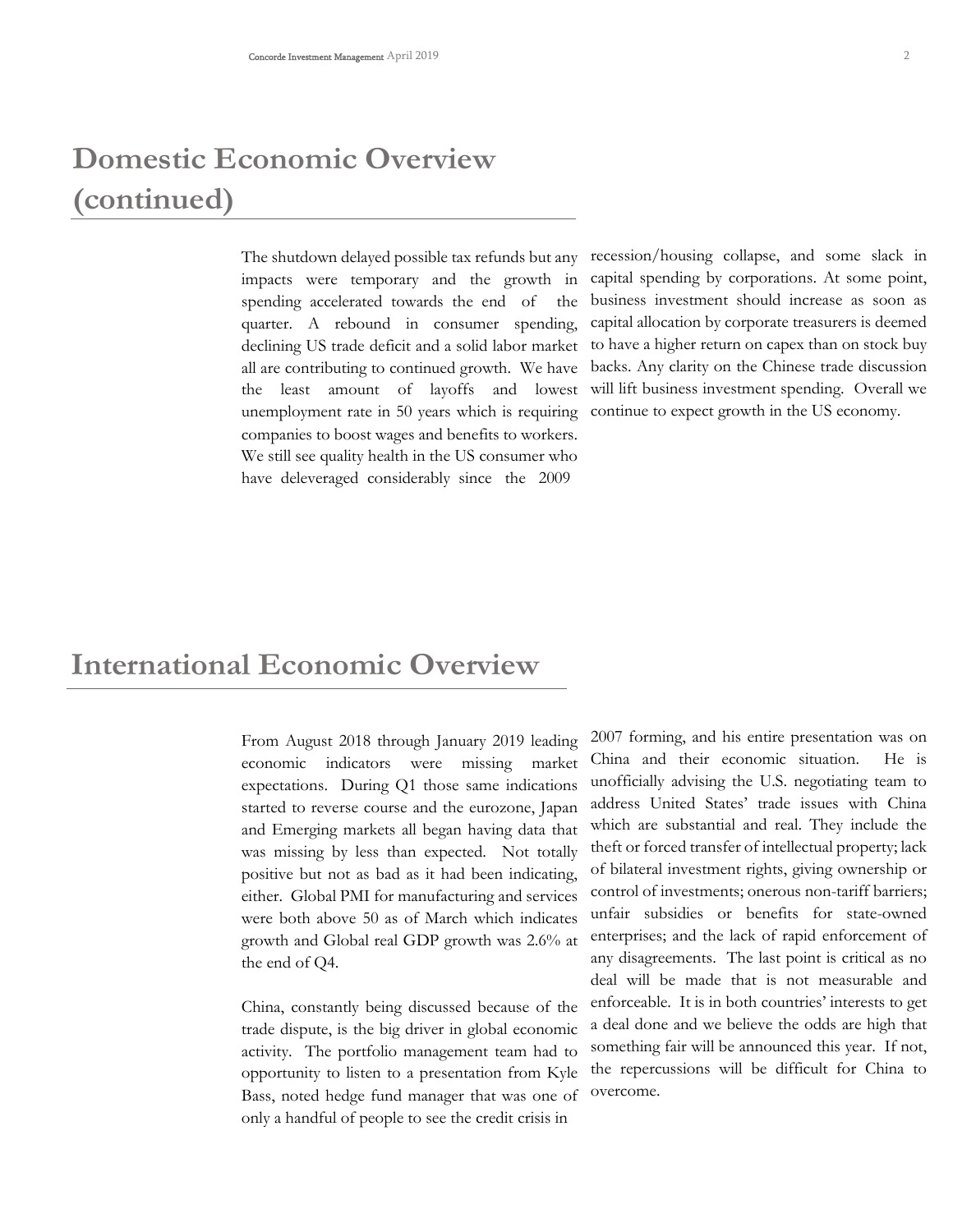# Domestic Economic Overview (continued)

The shutdown delayed possible tax refunds but any impacts were temporary and the growth in spending accelerated towards the end of the quarter. A rebound in consumer spending, declining US trade deficit and a solid labor market all are contributing to continued growth. We have the least amount of layoffs and lowest unemployment rate in 50 years which is requiring companies to boost wages and benefits to workers. We still see quality health in the US consumer who have deleveraged considerably since the 2009 recession/housing collapse, and some slack in capital spending by corporations. At some point, business investment should increase as soon as capital allocation by corporate treasurers is deemed to have a higher return on capex than on stock buy backs. Any clarity on the Chinese trade discussion will lift business investment spending. Overall we continue to expect growth in the US economy.

# International Economic Overview

From August 2018 through January 2019 leading economic indicators were missing market expectations. During Q1 those same indications started to reverse course and the eurozone, Japan and Emerging markets all began having data that was missing by less than expected. Not totally positive but not as bad as it had been indicating, either. Global PMI for manufacturing and services were both above 50 as of March which indicates growth and Global real GDP growth was 2.6% at the end of Q4.

China, constantly being discussed because of the trade dispute, is the big driver in global economic activity. The portfolio management team had to opportunity to listen to a presentation from Kyle Bass, noted hedge fund manager that was one of only a handful of people to see the credit crisis in 2007 forming, and his entire presentation was on China and their economic situation. He is unofficially advising the U.S. negotiating team to address United States' trade issues with China which are substantial and real. They include the theft or forced transfer of intellectual property; lack of bilateral investment rights, giving ownership or control of investments; onerous non-tariff barriers; unfair subsidies or benefits for state-owned enterprises; and the lack of rapid enforcement of any disagreements. The last point is critical as no deal will be made that is not measurable and enforceable. It is in both countries' interests to get a deal done and we believe the odds are high that something fair will be announced this year. If not, the repercussions will be difficult for China to overcome.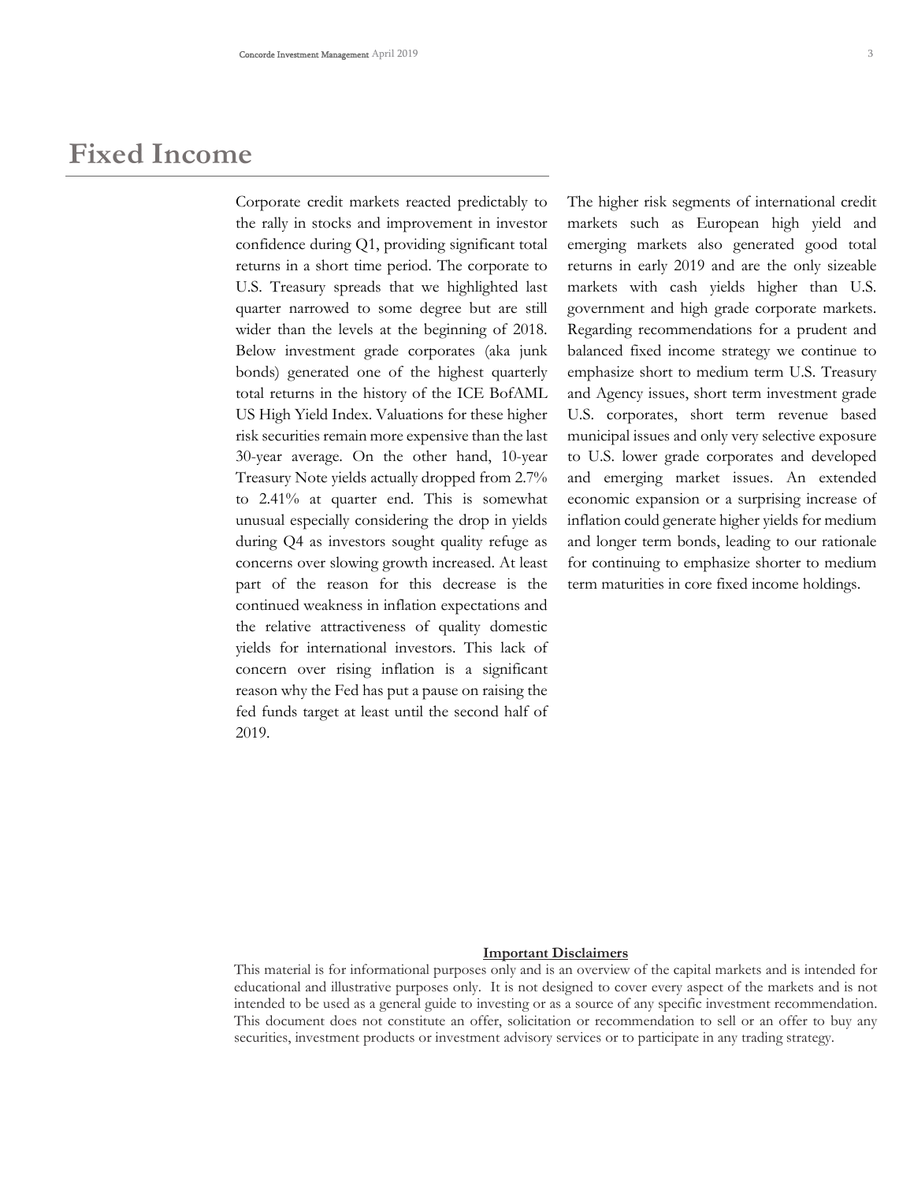# Fixed Income

Corporate credit markets reacted predictably to the rally in stocks and improvement in investor confidence during Q1, providing significant total returns in a short time period. The corporate to U.S. Treasury spreads that we highlighted last quarter narrowed to some degree but are still wider than the levels at the beginning of 2018. Below investment grade corporates (aka junk bonds) generated one of the highest quarterly total returns in the history of the ICE BofAML US High Yield Index. Valuations for these higher risk securities remain more expensive than the last 30-year average. On the other hand, 10-year Treasury Note yields actually dropped from 2.7% to 2.41% at quarter end. This is somewhat unusual especially considering the drop in yields during Q4 as investors sought quality refuge as concerns over slowing growth increased. At least part of the reason for this decrease is the continued weakness in inflation expectations and the relative attractiveness of quality domestic yields for international investors. This lack of concern over rising inflation is a significant reason why the Fed has put a pause on raising the fed funds target at least until the second half of 2019.

The higher risk segments of international credit markets such as European high yield and emerging markets also generated good total returns in early 2019 and are the only sizeable markets with cash yields higher than U.S. government and high grade corporate markets. Regarding recommendations for a prudent and balanced fixed income strategy we continue to emphasize short to medium term U.S. Treasury and Agency issues, short term investment grade U.S. corporates, short term revenue based municipal issues and only very selective exposure to U.S. lower grade corporates and developed and emerging market issues. An extended economic expansion or a surprising increase of inflation could generate higher yields for medium and longer term bonds, leading to our rationale for continuing to emphasize shorter to medium term maturities in core fixed income holdings.

**Important Disclaimers**

This material is for informational purposes only and is an overview of the capital markets and is intended for educational and illustrative purposes only. It is not designed to cover every aspect of the markets and is not intended to be used as a general guide to investing or as a source of any specific investment recommendation. This document does not constitute an offer, solicitation or recommendation to sell or an offer to buy any securities, investment products or investment advisory services or to participate in any trading strategy.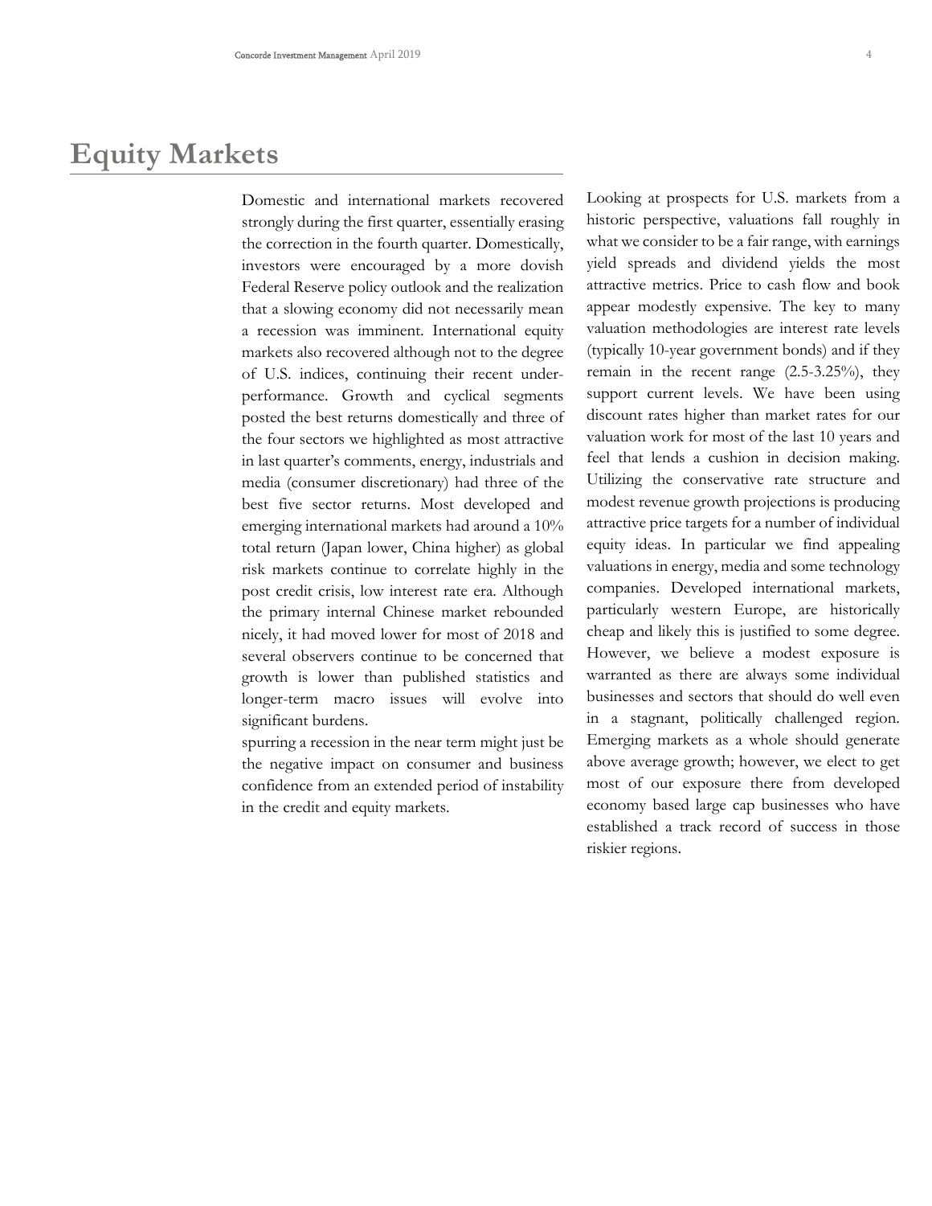# Equity Markets

Domestic and international markets recovered strongly during the first quarter, essentially erasing the correction in the fourth quarter. Domestically, investors were encouraged by a more dovish Federal Reserve policy outlook and the realization that a slowing economy did not necessarily mean a recession was imminent. International equity markets also recovered although not to the degree of U.S. indices, continuing their recent under-performance. Growth and cyclical segments posted the best returns domestically and three of the four sectors we highlighted as most attractive in last quarter's comments, energy, industrials and media (consumer discretionary) had three of the best five sector returns. Most developed and emerging international markets had around a 10% total return (Japan lower, China higher) as global risk markets continue to correlate highly in the post credit crisis, low interest rate era. Although the primary internal Chinese market rebounded nicely, it had moved lower for most of 2018 and several observers continue to be concerned that growth is lower than published statistics and longer-term macro issues will evolve into significant burdens.

spurring a recession in the near term might just be the negative impact on consumer and business confidence from an extended period of instability in the credit and equity markets.

Looking at prospects for U.S. markets from a historic perspective, valuations fall roughly in what we consider to be a fair range, with earnings yield spreads and dividend yields the most attractive metrics. Price to cash flow and book appear modestly expensive. The key to many valuation methodologies are interest rate levels (typically 10-year government bonds) and if they remain in the recent range (2.5-3.25%), they support current levels. We have been using discount rates higher than market rates for our valuation work for most of the last 10 years and feel that lends a cushion in decision making. Utilizing the conservative rate structure and modest revenue growth projections is producing attractive price targets for a number of individual equity ideas. In particular we find appealing valuations in energy, media and some technology companies. Developed international markets, particularly western Europe, are historically cheap and likely this is justified to some degree. However, we believe a modest exposure is warranted as there are always some individual businesses and sectors that should do well even in a stagnant, politically challenged region. Emerging markets as a whole should generate above average growth; however, we elect to get most of our exposure there from developed economy based large cap businesses who have established a track record of success in those riskier regions.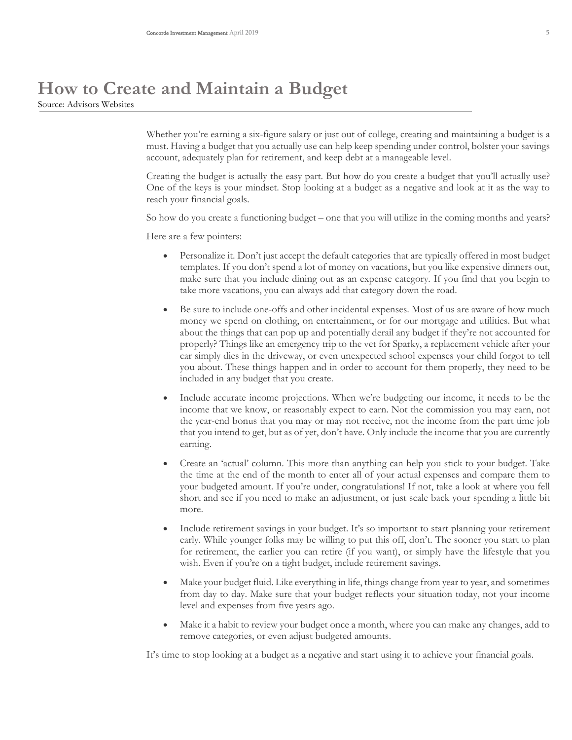# How to Create and Maintain a Budget

Source: Advisors Websites

Whether you're earning a six-figure salary or just out of college, creating and maintaining a budget is a must. Having a budget that you actually use can help keep spending under control, bolster your savings account, adequately plan for retirement, and keep debt at a manageable level.

Creating the budget is actually the easy part. But how do you create a budget that you'll actually use? One of the keys is your mindset. Stop looking at a budget as a negative and look at it as the way to reach your financial goals.

So how do you create a functioning budget – one that you will utilize in the coming months and years?

Here are a few pointers:

- Personalize it. Don't just accept the default categories that are typically offered in most budget templates. If you don't spend a lot of money on vacations, but you like expensive dinners out, make sure that you include dining out as an expense category. If you find that you begin to take more vacations, you can always add that category down the road.
- Be sure to include one-offs and other incidental expenses. Most of us are aware of how much money we spend on clothing, on entertainment, or for our mortgage and utilities. But what about the things that can pop up and potentially derail any budget if they're not accounted for properly? Things like an emergency trip to the vet for Sparky, a replacement vehicle after your car simply dies in the driveway, or even unexpected school expenses your child forgot to tell you about. These things happen and in order to account for them properly, they need to be included in any budget that you create.
- Include accurate income projections. When we're budgeting our income, it needs to be the income that we know, or reasonably expect to earn. Not the commission you may earn, not the year-end bonus that you may or may not receive, not the income from the part time job that you intend to get, but as of yet, don't have. Only include the income that you are currently earning.
- Create an 'actual' column. This more than anything can help you stick to your budget. Take the time at the end of the month to enter all of your actual expenses and compare them to your budgeted amount. If you're under, congratulations! If not, take a look at where you fell short and see if you need to make an adjustment, or just scale back your spending a little bit more.
- Include retirement savings in your budget. It's so important to start planning your retirement early. While younger folks may be willing to put this off, don't. The sooner you start to plan for retirement, the earlier you can retire (if you want), or simply have the lifestyle that you wish. Even if you're on a tight budget, include retirement savings.
- Make your budget fluid. Like everything in life, things change from year to year, and sometimes from day to day. Make sure that your budget reflects your situation today, not your income level and expenses from five years ago.
- Make it a habit to review your budget once a month, where you can make any changes, add to remove categories, or even adjust budgeted amounts.

It's time to stop looking at a budget as a negative and start using it to achieve your financial goals.